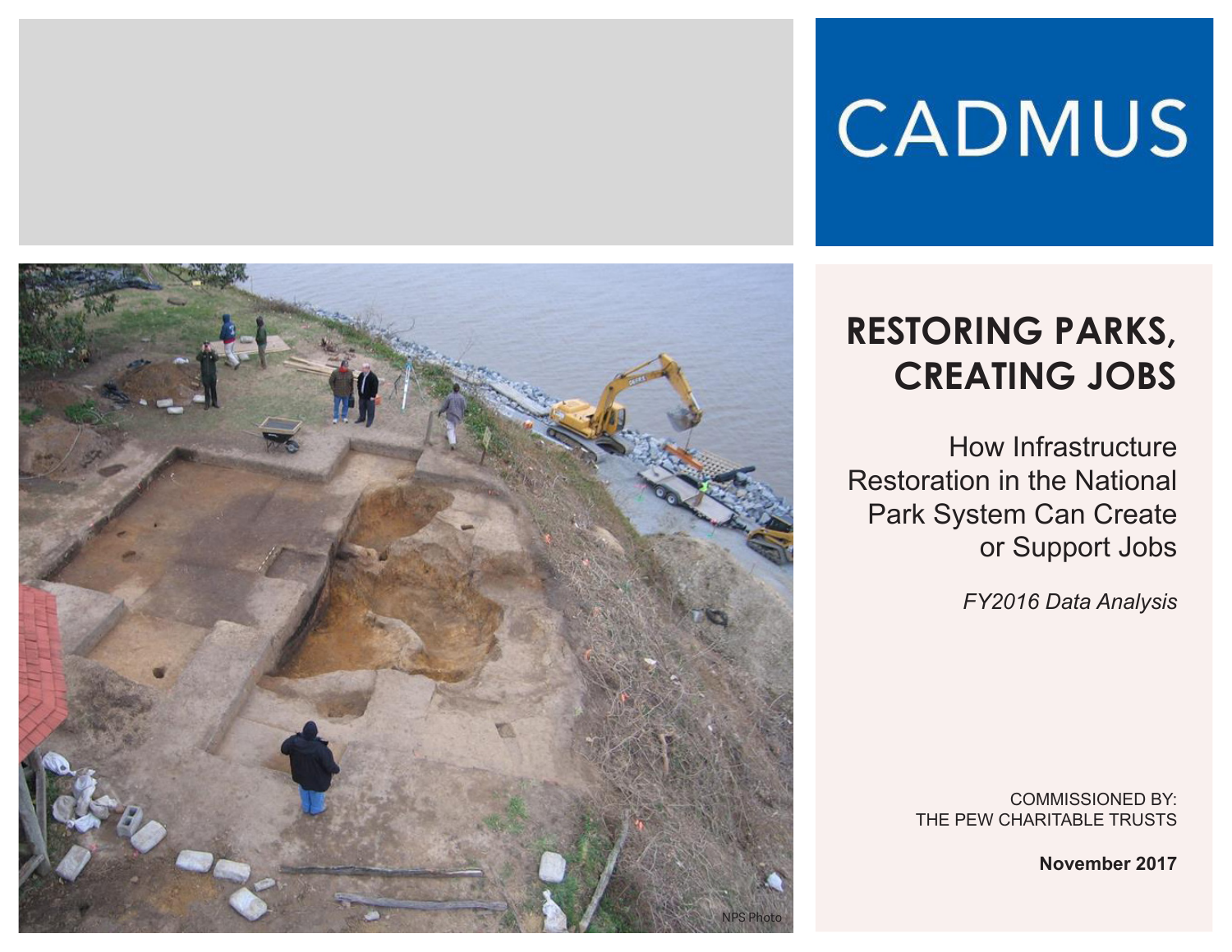CADMUS

NPS Photo

# RESTORING PARKS, CREATING JOBS

## How Infrastructure Restoration in the National Park System Can Create or Support Jobs

*FY2016 Data Analysis*

COMMISSIONED BY:
THE PEW CHARITABLE TRUSTS

**November 2017**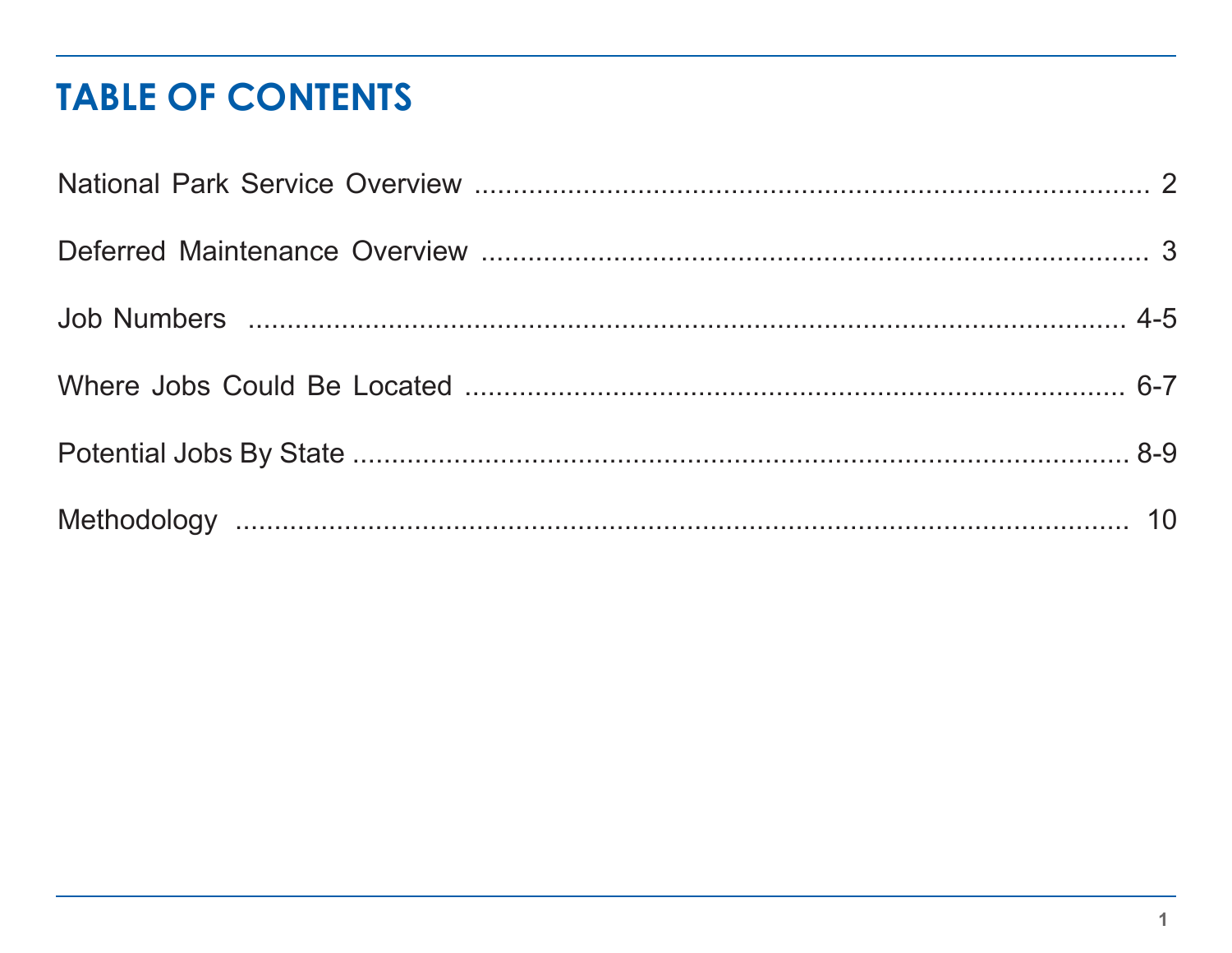# TABLE OF CONTENTS

National Park Service Overview ........................................................................... 2

Deferred Maintenance Overview ......................................................................... 3

Job Numbers ........................................................................................................ 4-5

Where Jobs Could Be Located ........................................................................... 6-7

Potential Jobs By State ...................................................................................... 8-9

Methodology ......................................................................................................... 10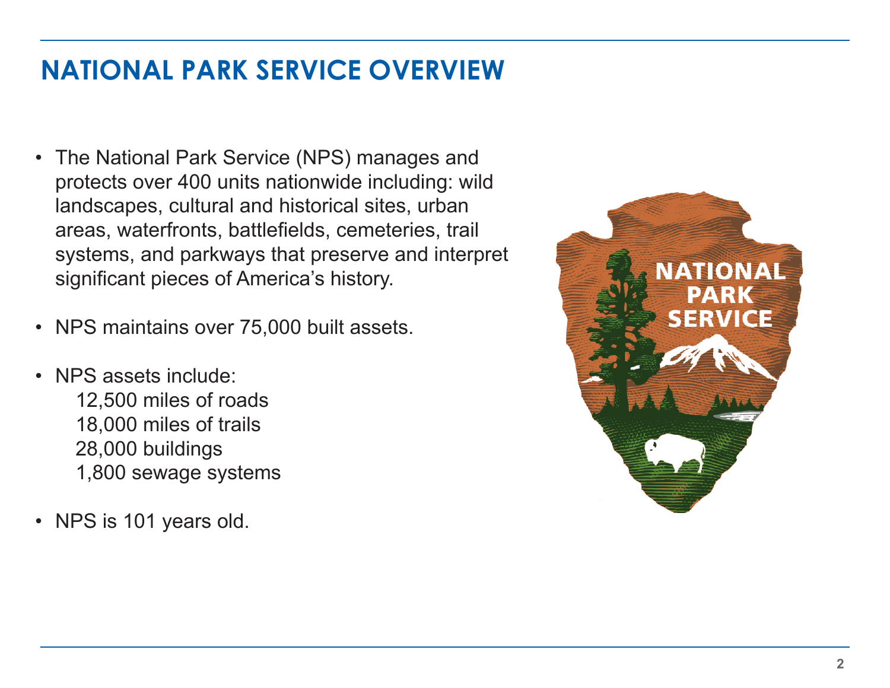# NATIONAL PARK SERVICE OVERVIEW

- The National Park Service (NPS) manages and protects over 400 units nationwide including: wild landscapes, cultural and historical sites, urban areas, waterfronts, battlefields, cemeteries, trail systems, and parkways that preserve and interpret significant pieces of America's history.
- NPS maintains over 75,000 built assets.
- NPS assets include:
  - 12,500 miles of roads
  - 18,000 miles of trails
  - 28,000 buildings
  - 1,800 sewage systems
- NPS is 101 years old.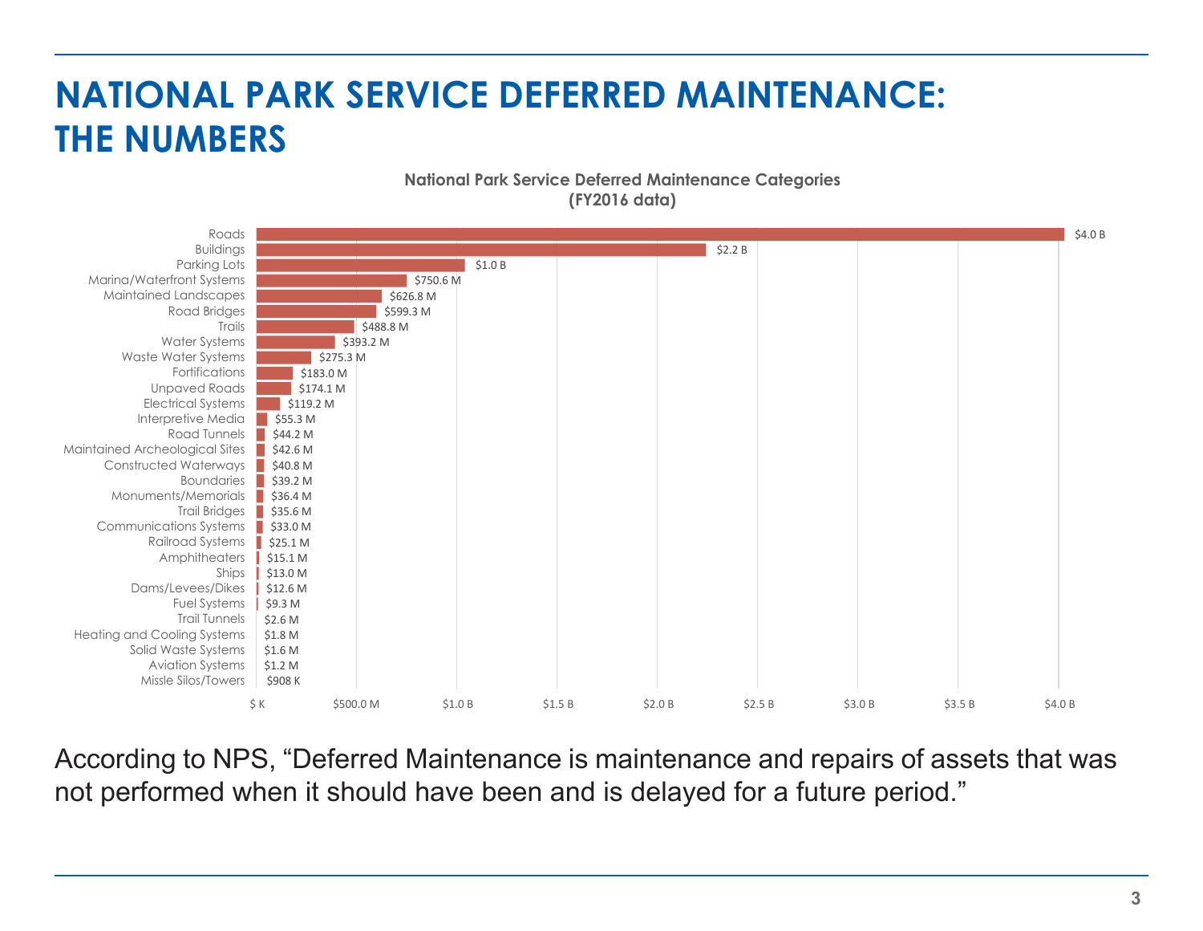# NATIONAL PARK SERVICE DEFERRED MAINTENANCE: THE NUMBERS

**National Park Service Deferred Maintenance Categories (FY2016 data)**

| Category | Deferred Maintenance |
|---|---|
| Roads | $4.0 B |
| Buildings | $2.2 B |
| Parking Lots | $1.0 B |
| Marina/Waterfront Systems | $750.6 M |
| Maintained Landscapes | $626.8 M |
| Road Bridges | $599.3 M |
| Trails | $488.8 M |
| Water Systems | $393.2 M |
| Waste Water Systems | $275.3 M |
| Fortifications | $183.0 M |
| Unpaved Roads | $174.1 M |
| Electrical Systems | $119.2 M |
| Interpretive Media | $55.3 M |
| Road Tunnels | $44.2 M |
| Maintained Archeological Sites | $42.6 M |
| Constructed Waterways | $40.8 M |
| Boundaries | $39.2 M |
| Monuments/Memorials | $36.4 M |
| Trail Bridges | $35.6 M |
| Communications Systems | $33.0 M |
| Railroad Systems | $25.1 M |
| Amphitheaters | $15.1 M |
| Ships | $13.0 M |
| Dams/Levees/Dikes | $12.6 M |
| Fuel Systems | $9.3 M |
| Trail Tunnels | $2.6 M |
| Heating and Cooling Systems | $1.8 M |
| Solid Waste Systems | $1.6 M |
| Aviation Systems | $1.2 M |
| Missle Silos/Towers | $908 K |

According to NPS, "Deferred Maintenance is maintenance and repairs of assets that was not performed when it should have been and is delayed for a future period."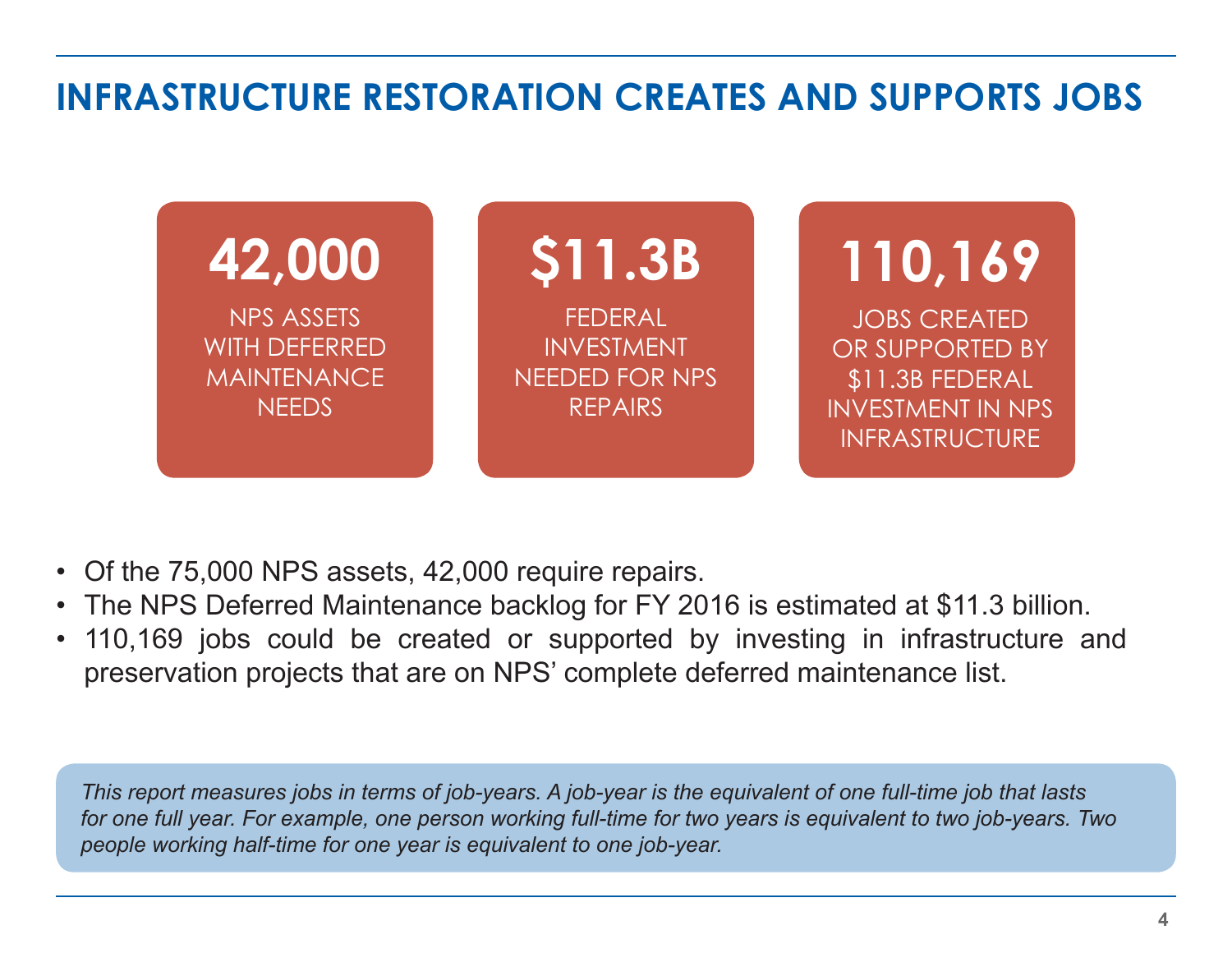# INFRASTRUCTURE RESTORATION CREATES AND SUPPORTS JOBS

**42,000**

NPS ASSETS WITH DEFERRED MAINTENANCE NEEDS

**$11.3B**

FEDERAL INVESTMENT NEEDED FOR NPS REPAIRS

**110,169**

JOBS CREATED OR SUPPORTED BY $11.3B FEDERAL INVESTMENT IN NPS INFRASTRUCTURE

- Of the 75,000 NPS assets, 42,000 require repairs.
- The NPS Deferred Maintenance backlog for FY 2016 is estimated at $11.3 billion.
- 110,169 jobs could be created or supported by investing in infrastructure and preservation projects that are on NPS' complete deferred maintenance list.

*This report measures jobs in terms of job-years. A job-year is the equivalent of one full-time job that lasts for one full year. For example, one person working full-time for two years is equivalent to two job-years. Two people working half-time for one year is equivalent to one job-year.*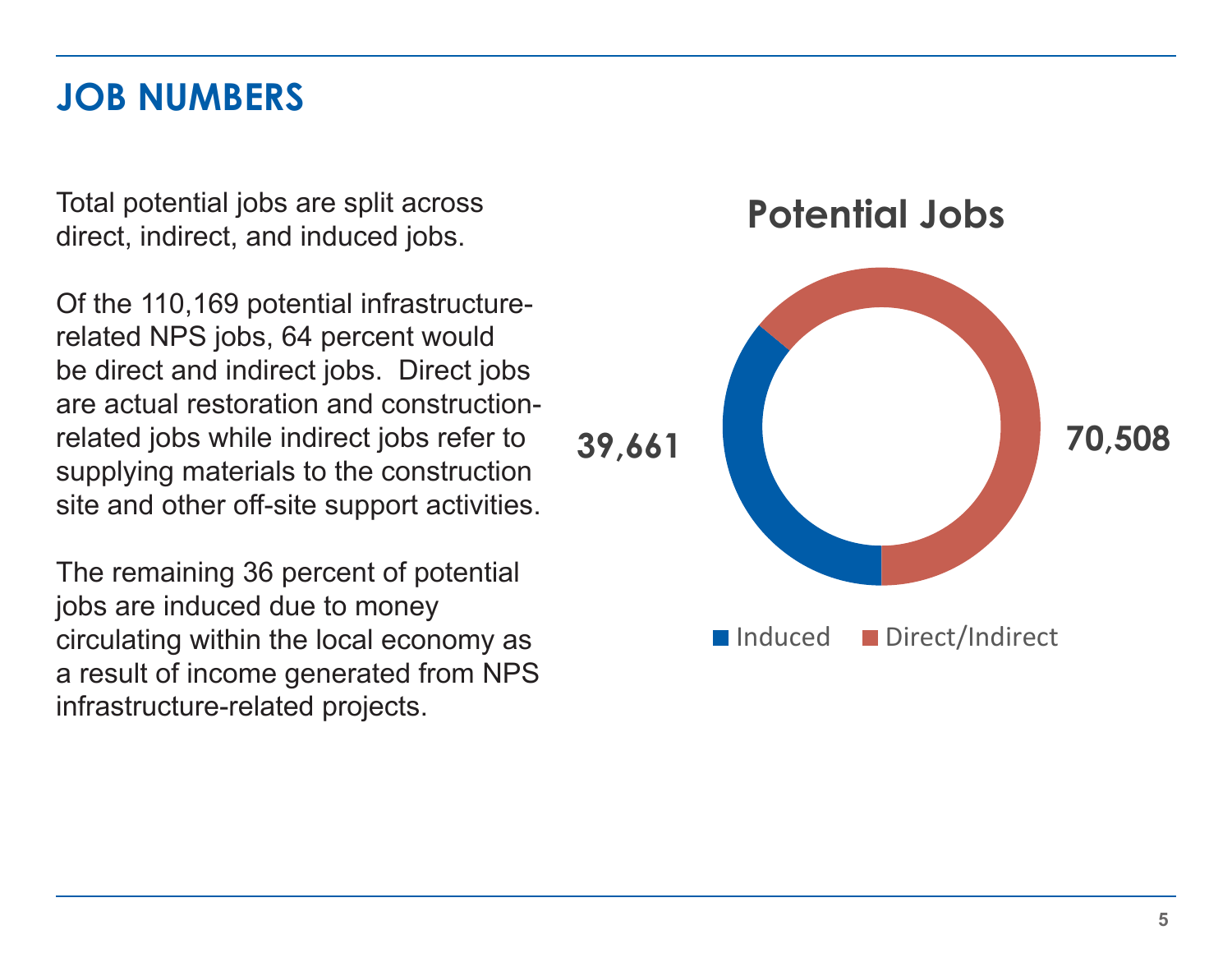## JOB NUMBERS

Total potential jobs are split across direct, indirect, and induced jobs.

Of the 110,169 potential infrastructure-related NPS jobs, 64 percent would be direct and indirect jobs. Direct jobs are actual restoration and construction-related jobs while indirect jobs refer to supplying materials to the construction site and other off-site support activities.

The remaining 36 percent of potential jobs are induced due to money circulating within the local economy as a result of income generated from NPS infrastructure-related projects.

**Potential Jobs**

| Category | Jobs |
| --- | --- |
| Induced | 39,661 |
| Direct/Indirect | 70,508 |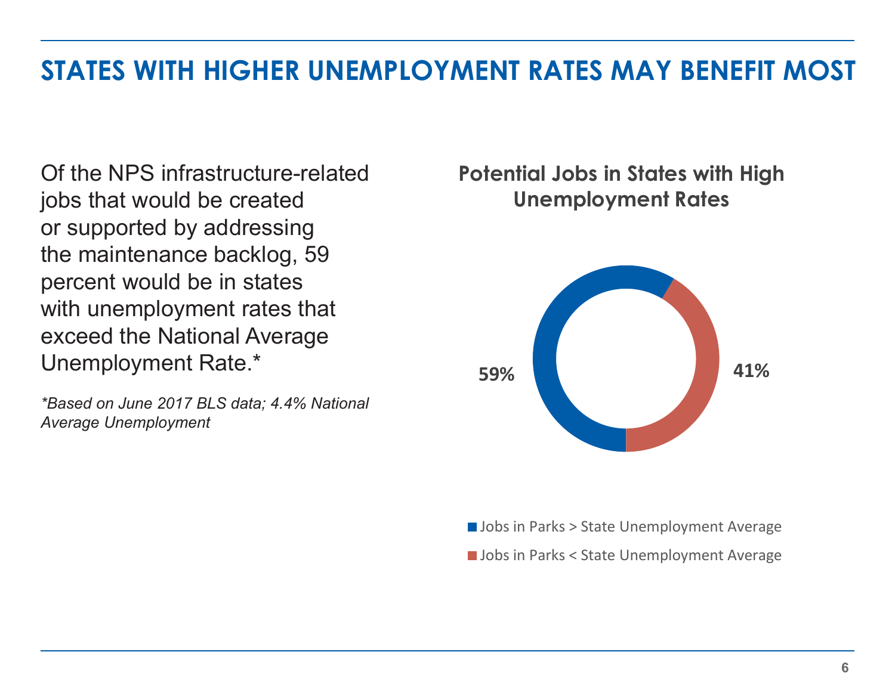# STATES WITH HIGHER UNEMPLOYMENT RATES MAY BENEFIT MOST

Of the NPS infrastructure-related jobs that would be created or supported by addressing the maintenance backlog, 59 percent would be in states with unemployment rates that exceed the National Average Unemployment Rate.*

*\*Based on June 2017 BLS data; 4.4% National Average Unemployment*

**Potential Jobs in States with High Unemployment Rates**

59%

41%

Jobs in Parks > State Unemployment Average

Jobs in Parks < State Unemployment Average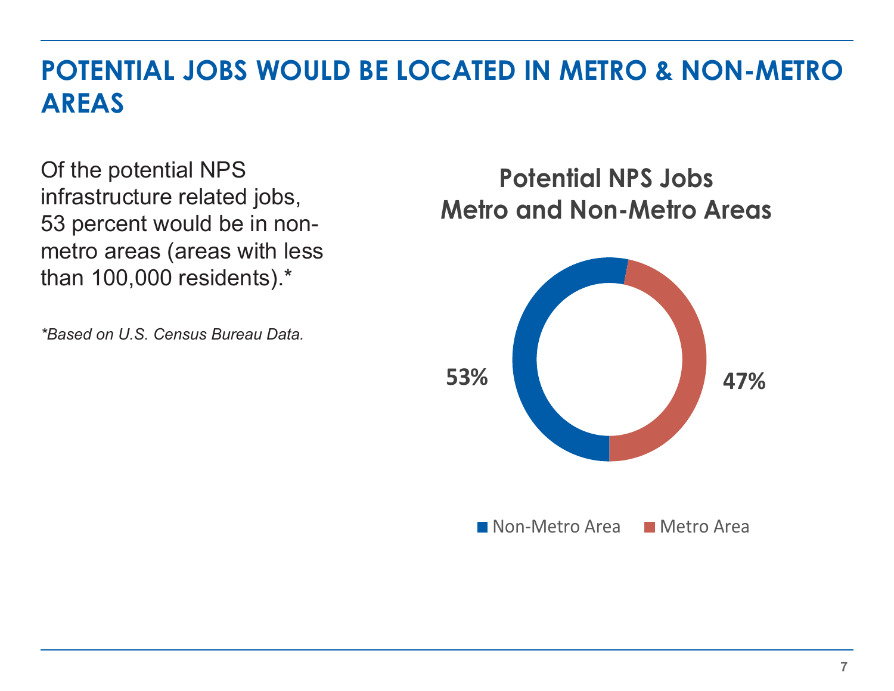# POTENTIAL JOBS WOULD BE LOCATED IN METRO & NON-METRO AREAS

Of the potential NPS infrastructure related jobs, 53 percent would be in non-metro areas (areas with less than 100,000 residents).*

*\*Based on U.S. Census Bureau Data.*

**Potential NPS Jobs Metro and Non-Metro Areas**

| Area | Share |
| --- | --- |
| Non-Metro Area | 53% |
| Metro Area | 47% |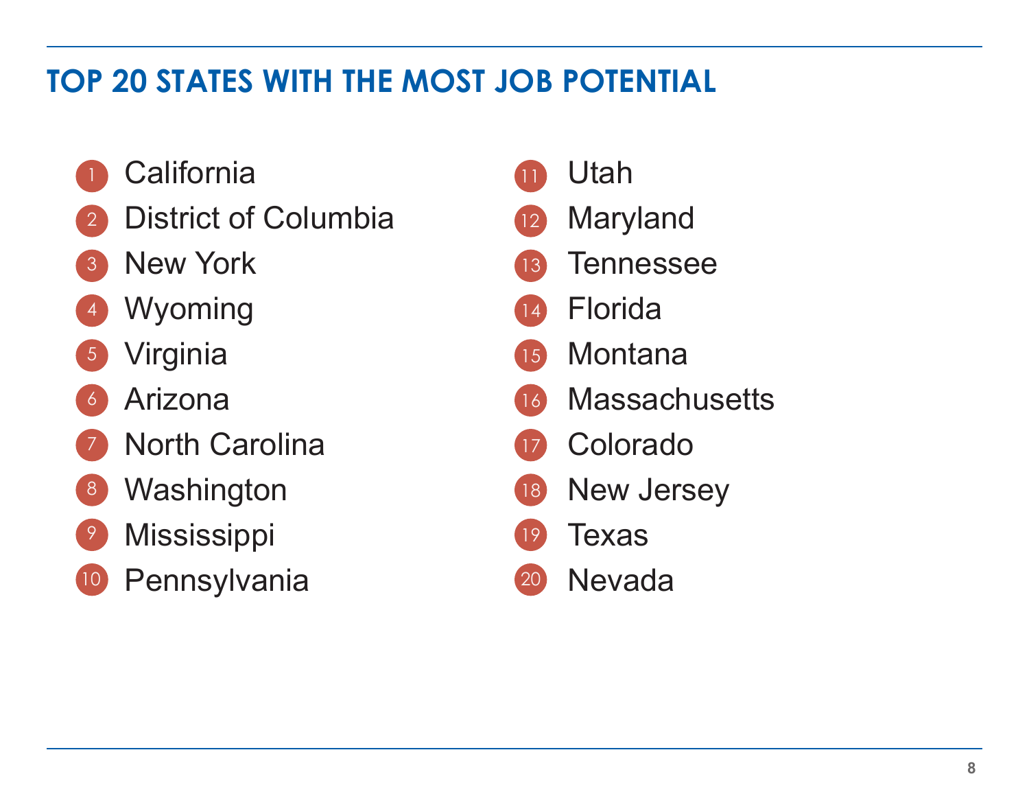## TOP 20 STATES WITH THE MOST JOB POTENTIAL

1. California
2. District of Columbia
3. New York
4. Wyoming
5. Virginia
6. Arizona
7. North Carolina
8. Washington
9. Mississippi
10. Pennsylvania
11. Utah
12. Maryland
13. Tennessee
14. Florida
15. Montana
16. Massachusetts
17. Colorado
18. New Jersey
19. Texas
20. Nevada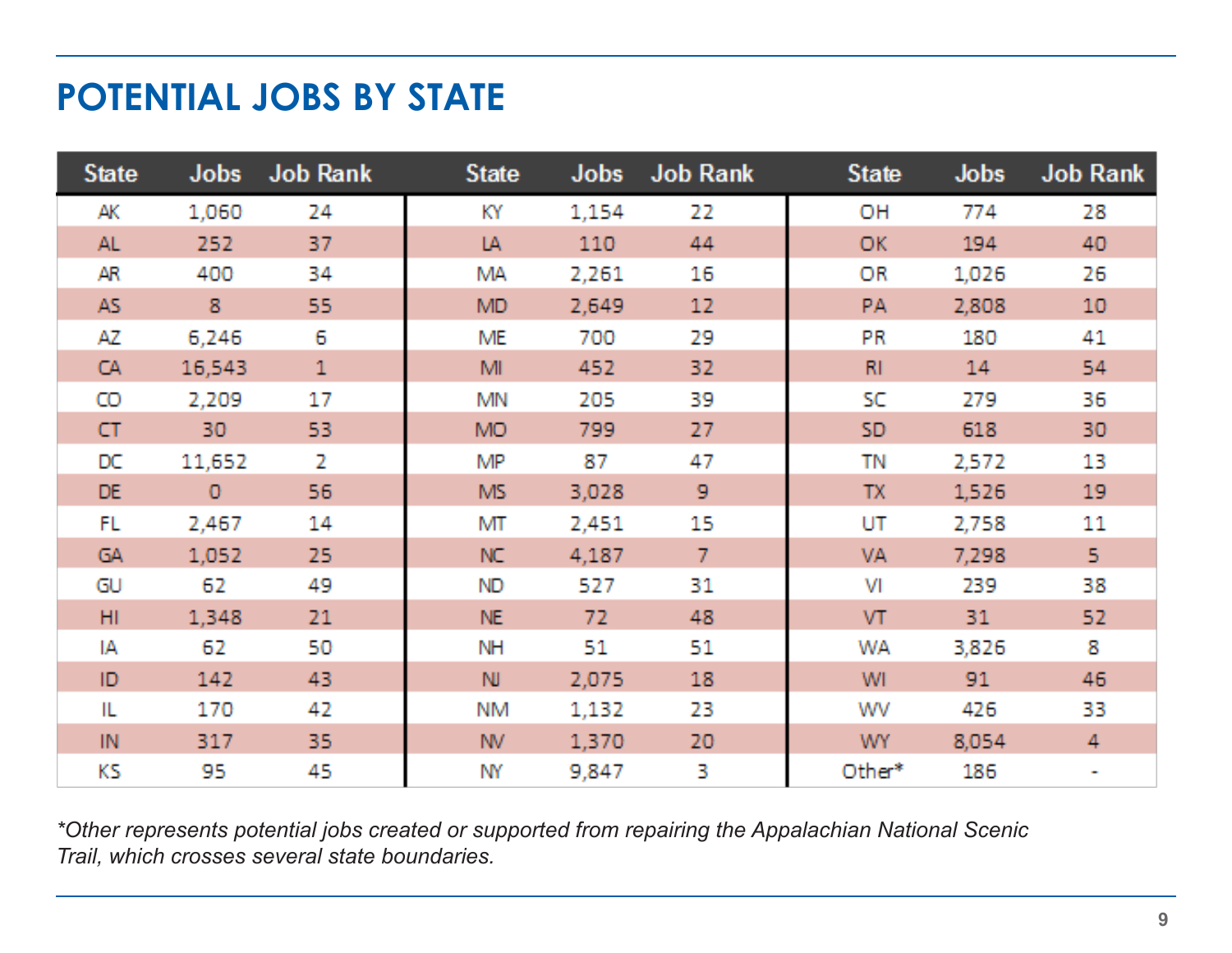# POTENTIAL JOBS BY STATE

| State | Jobs | Job Rank | State | Jobs | Job Rank | State | Jobs | Job Rank |
|---|---|---|---|---|---|---|---|---|
| AK | 1,060 | 24 | KY | 1,154 | 22 | OH | 774 | 28 |
| AL | 252 | 37 | LA | 110 | 44 | OK | 194 | 40 |
| AR | 400 | 34 | MA | 2,261 | 16 | OR | 1,026 | 26 |
| AS | 8 | 55 | MD | 2,649 | 12 | PA | 2,808 | 10 |
| AZ | 6,246 | 6 | ME | 700 | 29 | PR | 180 | 41 |
| CA | 16,543 | 1 | MI | 452 | 32 | RI | 14 | 54 |
| CO | 2,209 | 17 | MN | 205 | 39 | SC | 279 | 36 |
| CT | 30 | 53 | MO | 799 | 27 | SD | 618 | 30 |
| DC | 11,652 | 2 | MP | 87 | 47 | TN | 2,572 | 13 |
| DE | 0 | 56 | MS | 3,028 | 9 | TX | 1,526 | 19 |
| FL | 2,467 | 14 | MT | 2,451 | 15 | UT | 2,758 | 11 |
| GA | 1,052 | 25 | NC | 4,187 | 7 | VA | 7,298 | 5 |
| GU | 62 | 49 | ND | 527 | 31 | VI | 239 | 38 |
| HI | 1,348 | 21 | NE | 72 | 48 | VT | 31 | 52 |
| IA | 62 | 50 | NH | 51 | 51 | WA | 3,826 | 8 |
| ID | 142 | 43 | NJ | 2,075 | 18 | WI | 91 | 46 |
| IL | 170 | 42 | NM | 1,132 | 23 | WV | 426 | 33 |
| IN | 317 | 35 | NV | 1,370 | 20 | WY | 8,054 | 4 |
| KS | 95 | 45 | NY | 9,847 | 3 | Other* | 186 | - |

*\*Other represents potential jobs created or supported from repairing the Appalachian National Scenic Trail, which crosses several state boundaries.*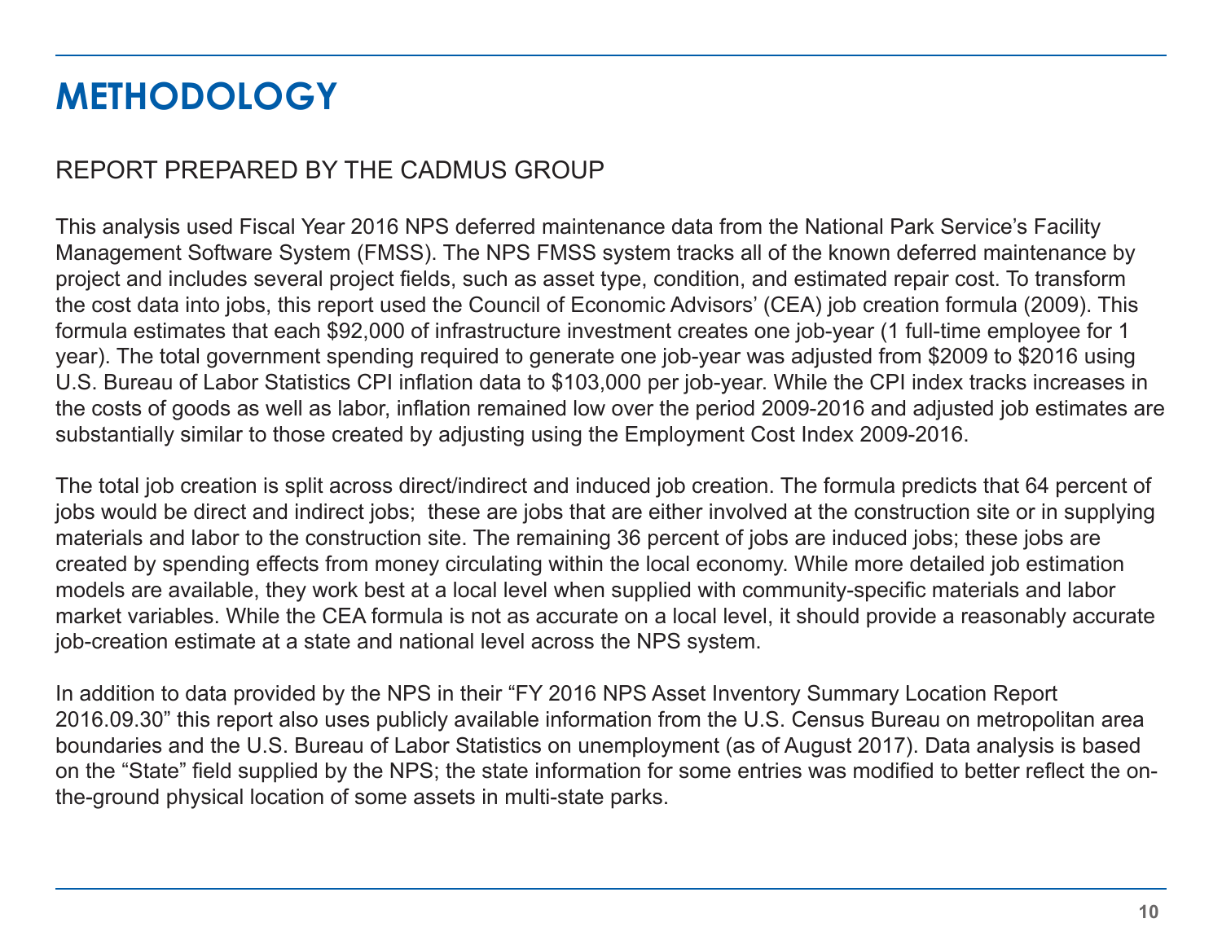# METHODOLOGY

## REPORT PREPARED BY THE CADMUS GROUP

This analysis used Fiscal Year 2016 NPS deferred maintenance data from the National Park Service's Facility Management Software System (FMSS). The NPS FMSS system tracks all of the known deferred maintenance by project and includes several project fields, such as asset type, condition, and estimated repair cost. To transform the cost data into jobs, this report used the Council of Economic Advisors' (CEA) job creation formula (2009). This formula estimates that each $92,000 of infrastructure investment creates one job-year (1 full-time employee for 1 year). The total government spending required to generate one job-year was adjusted from $2009 to $2016 using U.S. Bureau of Labor Statistics CPI inflation data to $103,000 per job-year. While the CPI index tracks increases in the costs of goods as well as labor, inflation remained low over the period 2009-2016 and adjusted job estimates are substantially similar to those created by adjusting using the Employment Cost Index 2009-2016.

The total job creation is split across direct/indirect and induced job creation. The formula predicts that 64 percent of jobs would be direct and indirect jobs;  these are jobs that are either involved at the construction site or in supplying materials and labor to the construction site. The remaining 36 percent of jobs are induced jobs; these jobs are created by spending effects from money circulating within the local economy. While more detailed job estimation models are available, they work best at a local level when supplied with community-specific materials and labor market variables. While the CEA formula is not as accurate on a local level, it should provide a reasonably accurate job-creation estimate at a state and national level across the NPS system.

In addition to data provided by the NPS in their "FY 2016 NPS Asset Inventory Summary Location Report 2016.09.30" this report also uses publicly available information from the U.S. Census Bureau on metropolitan area boundaries and the U.S. Bureau of Labor Statistics on unemployment (as of August 2017). Data analysis is based on the "State" field supplied by the NPS; the state information for some entries was modified to better reflect the on-the-ground physical location of some assets in multi-state parks.